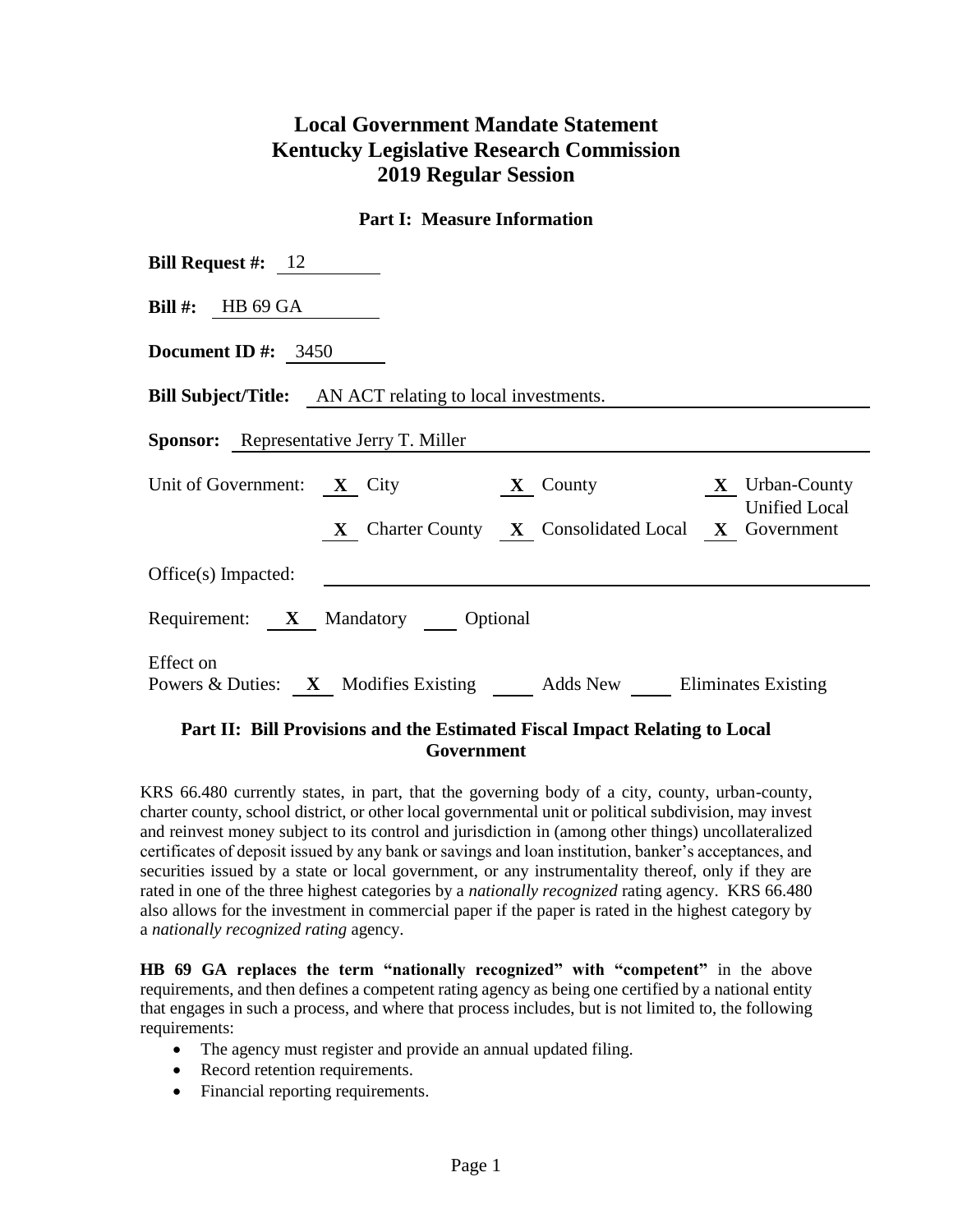# Local Government Mandate Statement
# Kentucky Legislative Research Commission
# 2019 Regular Session

## Part I: Measure Information

**Bill Request #:** 12

**Bill #:** HB 69 GA

**Document ID #:** 3450

**Bill Subject/Title:** AN ACT relating to local investments.

**Sponsor:** Representative Jerry T. Miller

Unit of Government: **X** City **X** County **X** Urban-County **X** Charter County **X** Consolidated Local **X** Unified Local Government

Office(s) Impacted:

Requirement: **X** Mandatory ____ Optional

Effect on Powers & Duties: **X** Modifies Existing ____ Adds New ____ Eliminates Existing

## Part II: Bill Provisions and the Estimated Fiscal Impact Relating to Local Government

KRS 66.480 currently states, in part, that the governing body of a city, county, urban-county, charter county, school district, or other local governmental unit or political subdivision, may invest and reinvest money subject to its control and jurisdiction in (among other things) uncollateralized certificates of deposit issued by any bank or savings and loan institution, banker's acceptances, and securities issued by a state or local government, or any instrumentality thereof, only if they are rated in one of the three highest categories by a *nationally recognized* rating agency. KRS 66.480 also allows for the investment in commercial paper if the paper is rated in the highest category by a *nationally recognized rating* agency.

**HB 69 GA replaces the term "nationally recognized" with "competent"** in the above requirements, and then defines a competent rating agency as being one certified by a national entity that engages in such a process, and where that process includes, but is not limited to, the following requirements:

- The agency must register and provide an annual updated filing.
- Record retention requirements.
- Financial reporting requirements.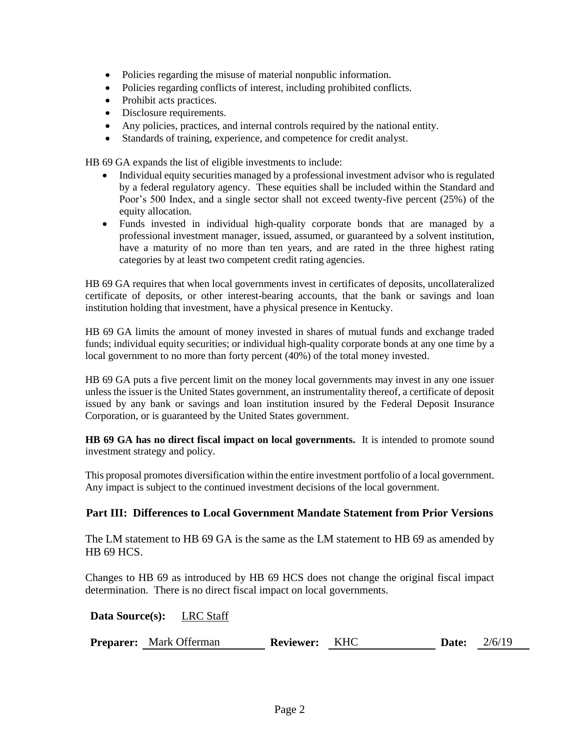- Policies regarding the misuse of material nonpublic information.
- Policies regarding conflicts of interest, including prohibited conflicts.
- Prohibit acts practices.
- Disclosure requirements.
- Any policies, practices, and internal controls required by the national entity.
- Standards of training, experience, and competence for credit analyst.

HB 69 GA expands the list of eligible investments to include:

- Individual equity securities managed by a professional investment advisor who is regulated by a federal regulatory agency. These equities shall be included within the Standard and Poor's 500 Index, and a single sector shall not exceed twenty-five percent (25%) of the equity allocation.
- Funds invested in individual high-quality corporate bonds that are managed by a professional investment manager, issued, assumed, or guaranteed by a solvent institution, have a maturity of no more than ten years, and are rated in the three highest rating categories by at least two competent credit rating agencies.

HB 69 GA requires that when local governments invest in certificates of deposits, uncollateralized certificate of deposits, or other interest-bearing accounts, that the bank or savings and loan institution holding that investment, have a physical presence in Kentucky.

HB 69 GA limits the amount of money invested in shares of mutual funds and exchange traded funds; individual equity securities; or individual high-quality corporate bonds at any one time by a local government to no more than forty percent (40%) of the total money invested.

HB 69 GA puts a five percent limit on the money local governments may invest in any one issuer unless the issuer is the United States government, an instrumentality thereof, a certificate of deposit issued by any bank or savings and loan institution insured by the Federal Deposit Insurance Corporation, or is guaranteed by the United States government.

**HB 69 GA has no direct fiscal impact on local governments.** It is intended to promote sound investment strategy and policy.

This proposal promotes diversification within the entire investment portfolio of a local government. Any impact is subject to the continued investment decisions of the local government.

## Part III: Differences to Local Government Mandate Statement from Prior Versions

The LM statement to HB 69 GA is the same as the LM statement to HB 69 as amended by HB 69 HCS.

Changes to HB 69 as introduced by HB 69 HCS does not change the original fiscal impact determination. There is no direct fiscal impact on local governments.

**Data Source(s):** LRC Staff

**Preparer:** Mark Offerman **Reviewer:** KHC **Date:** 2/6/19